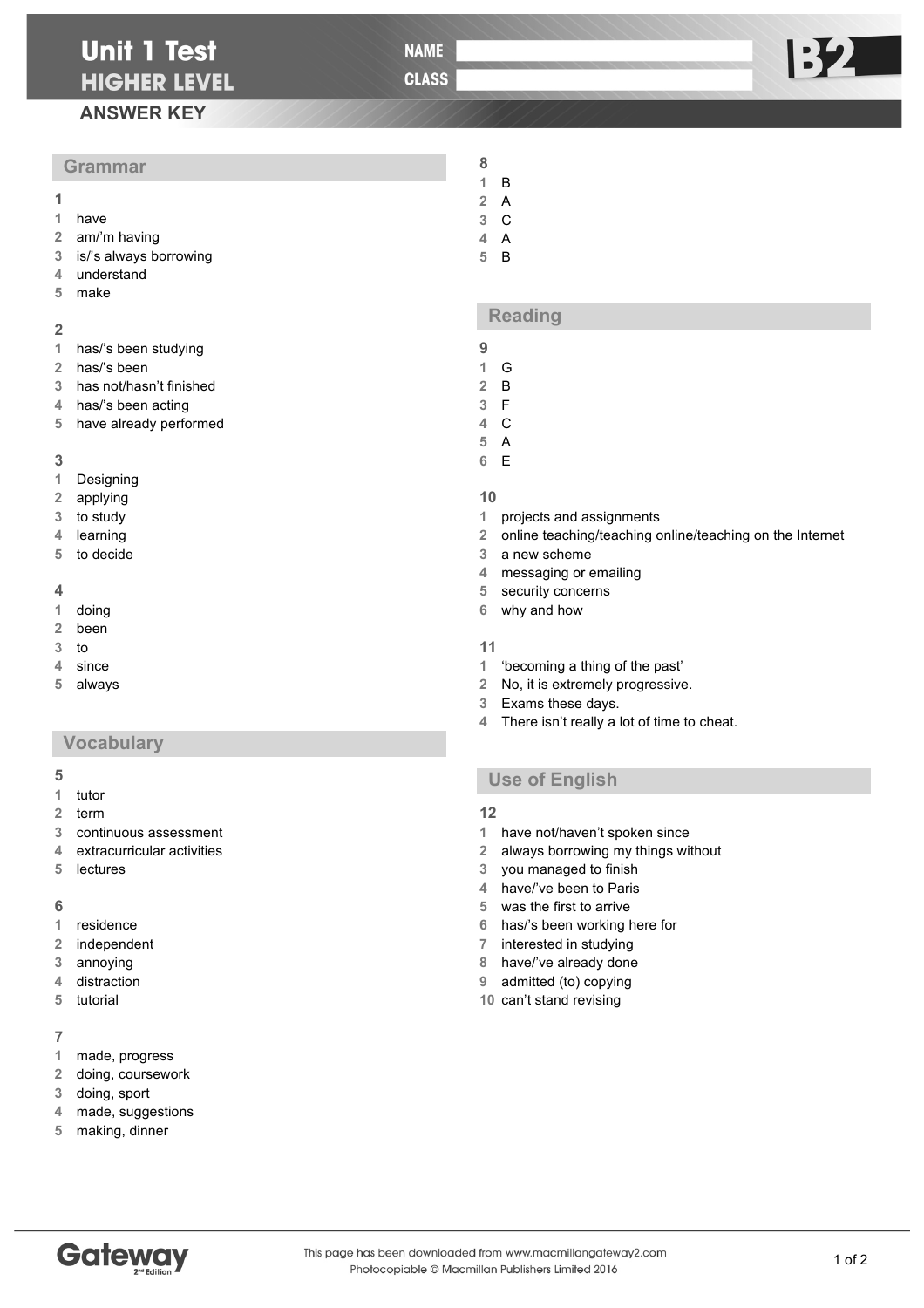# Unit 1 Test

## HIGHER LEVEL

NAME

CLASS

B2

## ANSWER KEY

### Grammar

**1**

1 have
2 am/'m having
3 is/'s always borrowing
4 understand
5 make

**2**

1 has/'s been studying
2 has/'s been
3 has not/hasn't finished
4 has/'s been acting
5 have already performed

**3**

1 Designing
2 applying
3 to study
4 learning
5 to decide

**4**

1 doing
2 been
3 to
4 since
5 always

### Vocabulary

**5**

1 tutor
2 term
3 continuous assessment
4 extracurricular activities
5 lectures

**6**

1 residence
2 independent
3 annoying
4 distraction
5 tutorial

**7**

1 made, progress
2 doing, coursework
3 doing, sport
4 made, suggestions
5 making, dinner

**8**

1 B
2 A
3 C
4 A
5 B

### Reading

**9**

1 G
2 B
3 F
4 C
5 A
6 E

**10**

1 projects and assignments
2 online teaching/teaching online/teaching on the Internet
3 a new scheme
4 messaging or emailing
5 security concerns
6 why and how

**11**

1 'becoming a thing of the past'
2 No, it is extremely progressive.
3 Exams these days.
4 There isn't really a lot of time to cheat.

### Use of English

**12**

1 have not/haven't spoken since
2 always borrowing my things without
3 you managed to finish
4 have/'ve been to Paris
5 was the first to arrive
6 has/'s been working here for
7 interested in studying
8 have/'ve already done
9 admitted (to) copying
10 can't stand revising

Gateway 2nd Edition

This page has been downloaded from www.macmillangateway2.com
Photocopiable © Macmillan Publishers Limited 2016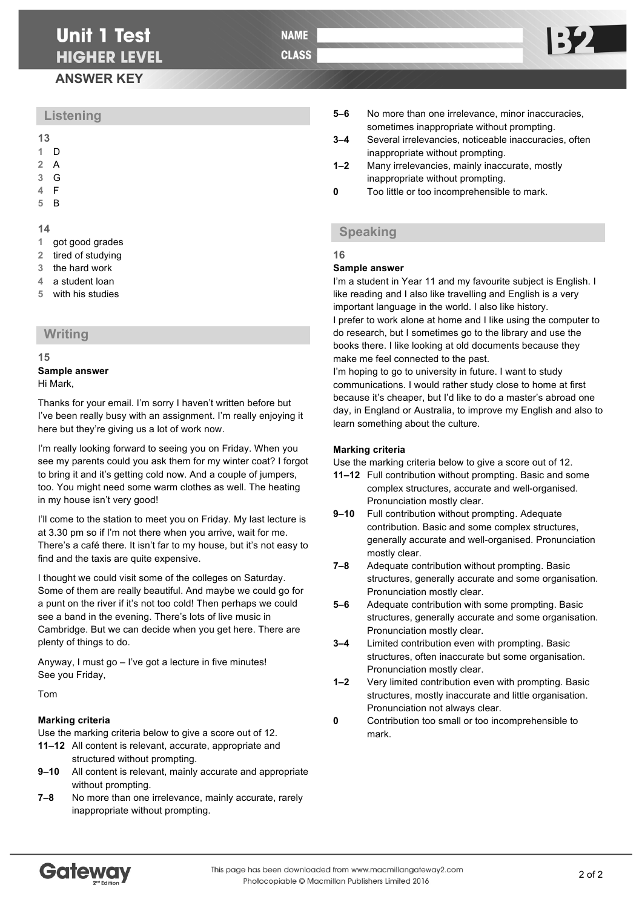# Unit 1 Test
## HIGHER LEVEL

NAME

CLASS

**ANSWER KEY**

## Listening

**13**

1. D
2. A
3. G
4. F
5. B

**14**

1. got good grades
2. tired of studying
3. the hard work
4. a student loan
5. with his studies

## Writing

**15**

**Sample answer**

Hi Mark,

Thanks for your email. I'm sorry I haven't written before but I've been really busy with an assignment. I'm really enjoying it here but they're giving us a lot of work now.

I'm really looking forward to seeing you on Friday. When you see my parents could you ask them for my winter coat? I forgot to bring it and it's getting cold now. And a couple of jumpers, too. You might need some warm clothes as well. The heating in my house isn't very good!

I'll come to the station to meet you on Friday. My last lecture is at 3.30 pm so if I'm not there when you arrive, wait for me. There's a café there. It isn't far to my house, but it's not easy to find and the taxis are quite expensive.

I thought we could visit some of the colleges on Saturday. Some of them are really beautiful. And maybe we could go for a punt on the river if it's not too cold! Then perhaps we could see a band in the evening. There's lots of live music in Cambridge. But we can decide when you get here. There are plenty of things to do.

Anyway, I must go – I've got a lecture in five minutes!
See you Friday,

Tom

**Marking criteria**

Use the marking criteria below to give a score out of 12.

- **11–12** All content is relevant, accurate, appropriate and structured without prompting.
- **9–10** All content is relevant, mainly accurate and appropriate without prompting.
- **7–8** No more than one irrelevance, mainly accurate, rarely inappropriate without prompting.
- **5–6** No more than one irrelevance, minor inaccuracies, sometimes inappropriate without prompting.
- **3–4** Several irrelevancies, noticeable inaccuracies, often inappropriate without prompting.
- **1–2** Many irrelevancies, mainly inaccurate, mostly inappropriate without prompting.
- **0** Too little or too incomprehensible to mark.

## Speaking

**16**

**Sample answer**

I'm a student in Year 11 and my favourite subject is English. I like reading and I also like travelling and English is a very important language in the world. I also like history.

I prefer to work alone at home and I like using the computer to do research, but I sometimes go to the library and use the books there. I like looking at old documents because they make me feel connected to the past.

I'm hoping to go to university in future. I want to study communications. I would rather study close to home at first because it's cheaper, but I'd like to do a master's abroad one day, in England or Australia, to improve my English and also to learn something about the culture.

**Marking criteria**

Use the marking criteria below to give a score out of 12.

- **11–12** Full contribution without prompting. Basic and some complex structures, accurate and well-organised. Pronunciation mostly clear.
- **9–10** Full contribution without prompting. Adequate contribution. Basic and some complex structures, generally accurate and well-organised. Pronunciation mostly clear.
- **7–8** Adequate contribution without prompting. Basic structures, generally accurate and some organisation. Pronunciation mostly clear.
- **5–6** Adequate contribution with some prompting. Basic structures, generally accurate and some organisation. Pronunciation mostly clear.
- **3–4** Limited contribution even with prompting. Basic structures, often inaccurate but some organisation. Pronunciation mostly clear.
- **1–2** Very limited contribution even with prompting. Basic structures, mostly inaccurate and little organisation. Pronunciation not always clear.
- **0** Contribution too small or too incomprehensible to mark.

This page has been downloaded from www.macmillangateway2.com
Photocopiable © Macmillan Publishers Limited 2016